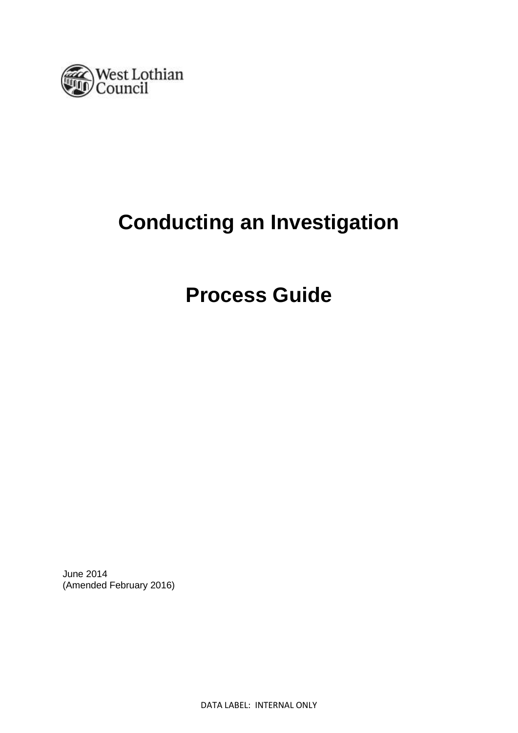West Lothian Council

# Conducting an Investigation

# Process Guide

June 2014
(Amended February 2016)

DATA LABEL: INTERNAL ONLY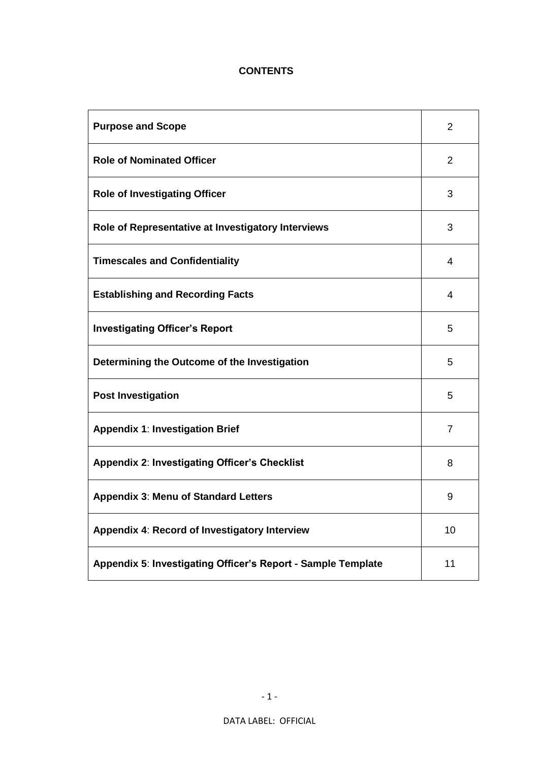**CONTENTS**

| | |
|---|---|
| **Purpose and Scope** | 2 |
| **Role of Nominated Officer** | 2 |
| **Role of Investigating Officer** | 3 |
| **Role of Representative at Investigatory Interviews** | 3 |
| **Timescales and Confidentiality** | 4 |
| **Establishing and Recording Facts** | 4 |
| **Investigating Officer's Report** | 5 |
| **Determining the Outcome of the Investigation** | 5 |
| **Post Investigation** | 5 |
| **Appendix 1**: **Investigation Brief** | 7 |
| **Appendix 2**: **Investigating Officer's Checklist** | 8 |
| **Appendix 3**: **Menu of Standard Letters** | 9 |
| **Appendix 4**: **Record of Investigatory Interview** | 10 |
| **Appendix 5**: **Investigating Officer's Report - Sample Template** | 11 |

DATA LABEL: OFFICIAL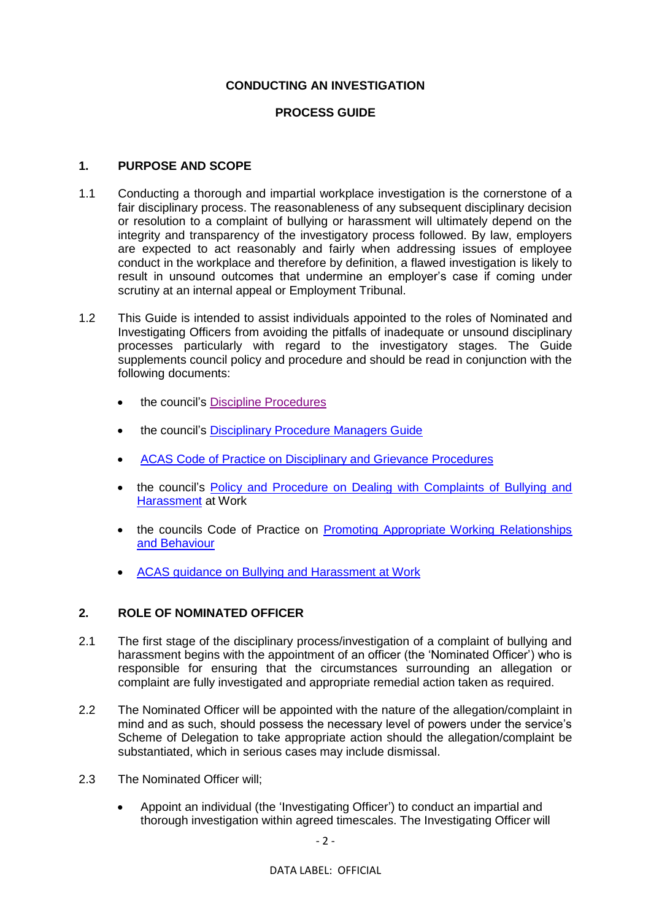**CONDUCTING AN INVESTIGATION**

**PROCESS GUIDE**

## 1. PURPOSE AND SCOPE

1.1 Conducting a thorough and impartial workplace investigation is the cornerstone of a fair disciplinary process. The reasonableness of any subsequent disciplinary decision or resolution to a complaint of bullying or harassment will ultimately depend on the integrity and transparency of the investigatory process followed. By law, employers are expected to act reasonably and fairly when addressing issues of employee conduct in the workplace and therefore by definition, a flawed investigation is likely to result in unsound outcomes that undermine an employer's case if coming under scrutiny at an internal appeal or Employment Tribunal.

1.2 This Guide is intended to assist individuals appointed to the roles of Nominated and Investigating Officers from avoiding the pitfalls of inadequate or unsound disciplinary processes particularly with regard to the investigatory stages. The Guide supplements council policy and procedure and should be read in conjunction with the following documents:

- the council's Discipline Procedures
- the council's Disciplinary Procedure Managers Guide
- ACAS Code of Practice on Disciplinary and Grievance Procedures
- the council's Policy and Procedure on Dealing with Complaints of Bullying and Harassment at Work
- the councils Code of Practice on Promoting Appropriate Working Relationships and Behaviour
- ACAS guidance on Bullying and Harassment at Work

## 2. ROLE OF NOMINATED OFFICER

2.1 The first stage of the disciplinary process/investigation of a complaint of bullying and harassment begins with the appointment of an officer (the 'Nominated Officer') who is responsible for ensuring that the circumstances surrounding an allegation or complaint are fully investigated and appropriate remedial action taken as required.

2.2 The Nominated Officer will be appointed with the nature of the allegation/complaint in mind and as such, should possess the necessary level of powers under the service's Scheme of Delegation to take appropriate action should the allegation/complaint be substantiated, which in serious cases may include dismissal.

2.3 The Nominated Officer will;

- Appoint an individual (the 'Investigating Officer') to conduct an impartial and thorough investigation within agreed timescales. The Investigating Officer will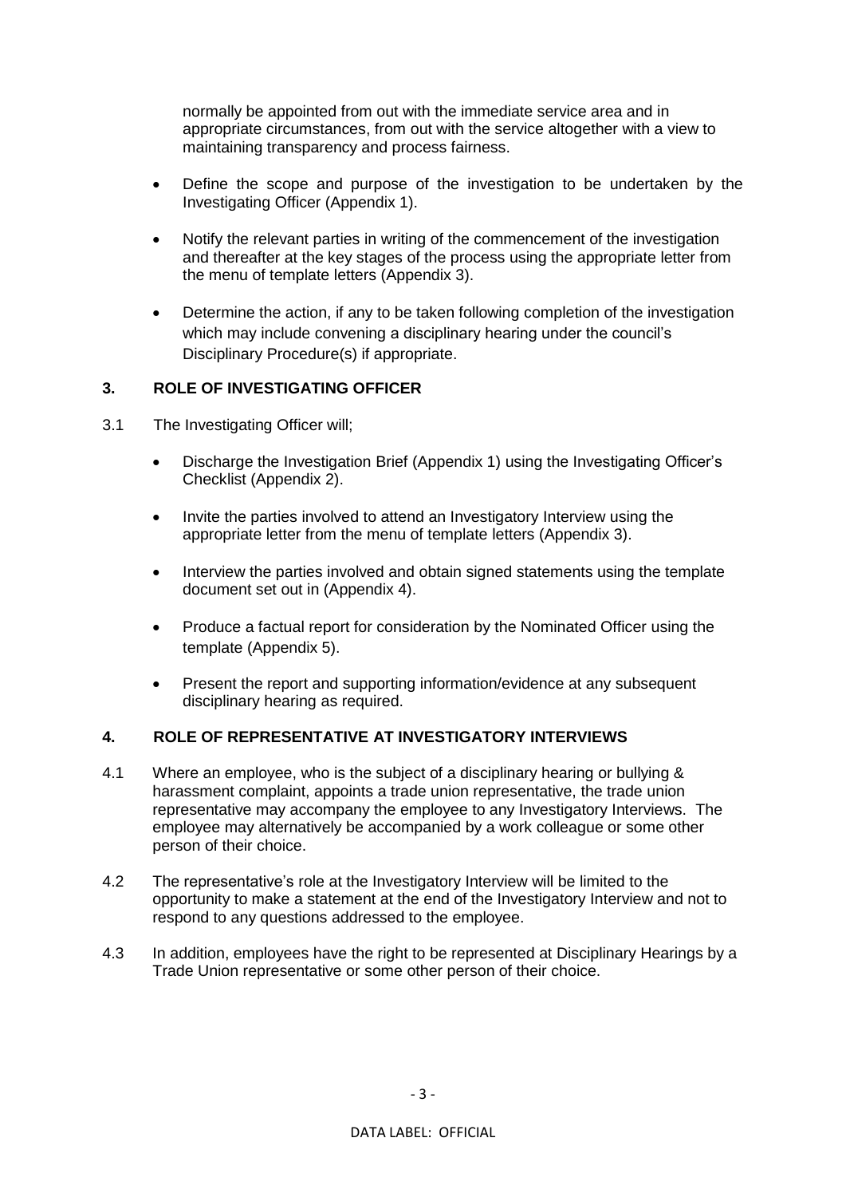normally be appointed from out with the immediate service area and in appropriate circumstances, from out with the service altogether with a view to maintaining transparency and process fairness.

- Define the scope and purpose of the investigation to be undertaken by the Investigating Officer (Appendix 1).
- Notify the relevant parties in writing of the commencement of the investigation and thereafter at the key stages of the process using the appropriate letter from the menu of template letters (Appendix 3).
- Determine the action, if any to be taken following completion of the investigation which may include convening a disciplinary hearing under the council's Disciplinary Procedure(s) if appropriate.

## 3. ROLE OF INVESTIGATING OFFICER

3.1 The Investigating Officer will;

- Discharge the Investigation Brief (Appendix 1) using the Investigating Officer's Checklist (Appendix 2).
- Invite the parties involved to attend an Investigatory Interview using the appropriate letter from the menu of template letters (Appendix 3).
- Interview the parties involved and obtain signed statements using the template document set out in (Appendix 4).
- Produce a factual report for consideration by the Nominated Officer using the template (Appendix 5).
- Present the report and supporting information/evidence at any subsequent disciplinary hearing as required.

## 4. ROLE OF REPRESENTATIVE AT INVESTIGATORY INTERVIEWS

4.1 Where an employee, who is the subject of a disciplinary hearing or bullying & harassment complaint, appoints a trade union representative, the trade union representative may accompany the employee to any Investigatory Interviews. The employee may alternatively be accompanied by a work colleague or some other person of their choice.

4.2 The representative's role at the Investigatory Interview will be limited to the opportunity to make a statement at the end of the Investigatory Interview and not to respond to any questions addressed to the employee.

4.3 In addition, employees have the right to be represented at Disciplinary Hearings by a Trade Union representative or some other person of their choice.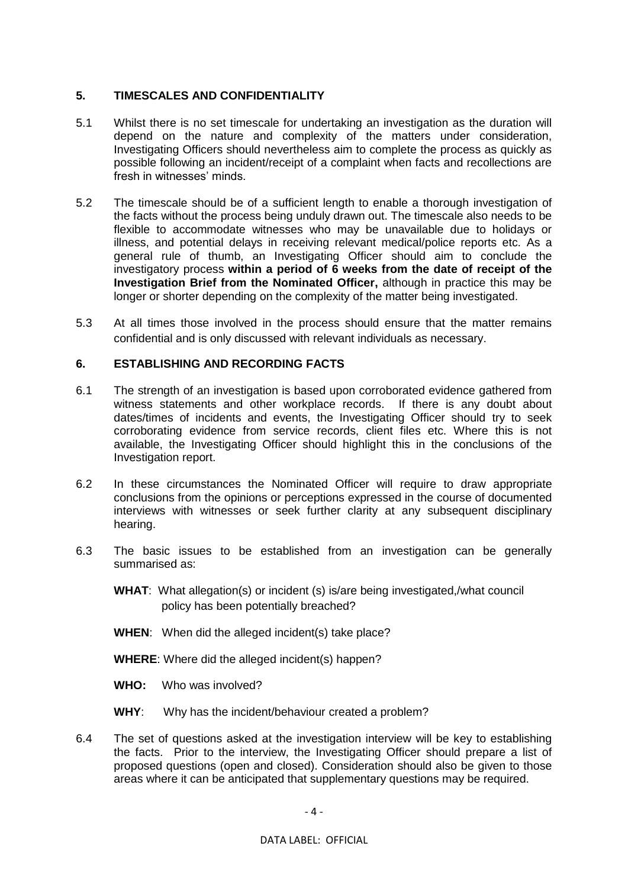## 5. TIMESCALES AND CONFIDENTIALITY

5.1 Whilst there is no set timescale for undertaking an investigation as the duration will depend on the nature and complexity of the matters under consideration, Investigating Officers should nevertheless aim to complete the process as quickly as possible following an incident/receipt of a complaint when facts and recollections are fresh in witnesses' minds.

5.2 The timescale should be of a sufficient length to enable a thorough investigation of the facts without the process being unduly drawn out. The timescale also needs to be flexible to accommodate witnesses who may be unavailable due to holidays or illness, and potential delays in receiving relevant medical/police reports etc. As a general rule of thumb, an Investigating Officer should aim to conclude the investigatory process **within a period of 6 weeks from the date of receipt of the Investigation Brief from the Nominated Officer,** although in practice this may be longer or shorter depending on the complexity of the matter being investigated.

5.3 At all times those involved in the process should ensure that the matter remains confidential and is only discussed with relevant individuals as necessary.

## 6. ESTABLISHING AND RECORDING FACTS

6.1 The strength of an investigation is based upon corroborated evidence gathered from witness statements and other workplace records. If there is any doubt about dates/times of incidents and events, the Investigating Officer should try to seek corroborating evidence from service records, client files etc. Where this is not available, the Investigating Officer should highlight this in the conclusions of the Investigation report.

6.2 In these circumstances the Nominated Officer will require to draw appropriate conclusions from the opinions or perceptions expressed in the course of documented interviews with witnesses or seek further clarity at any subsequent disciplinary hearing.

6.3 The basic issues to be established from an investigation can be generally summarised as:

**WHAT**: What allegation(s) or incident (s) is/are being investigated,/what council policy has been potentially breached?

**WHEN**: When did the alleged incident(s) take place?

**WHERE**: Where did the alleged incident(s) happen?

**WHO:** Who was involved?

**WHY**: Why has the incident/behaviour created a problem?

6.4 The set of questions asked at the investigation interview will be key to establishing the facts. Prior to the interview, the Investigating Officer should prepare a list of proposed questions (open and closed). Consideration should also be given to those areas where it can be anticipated that supplementary questions may be required.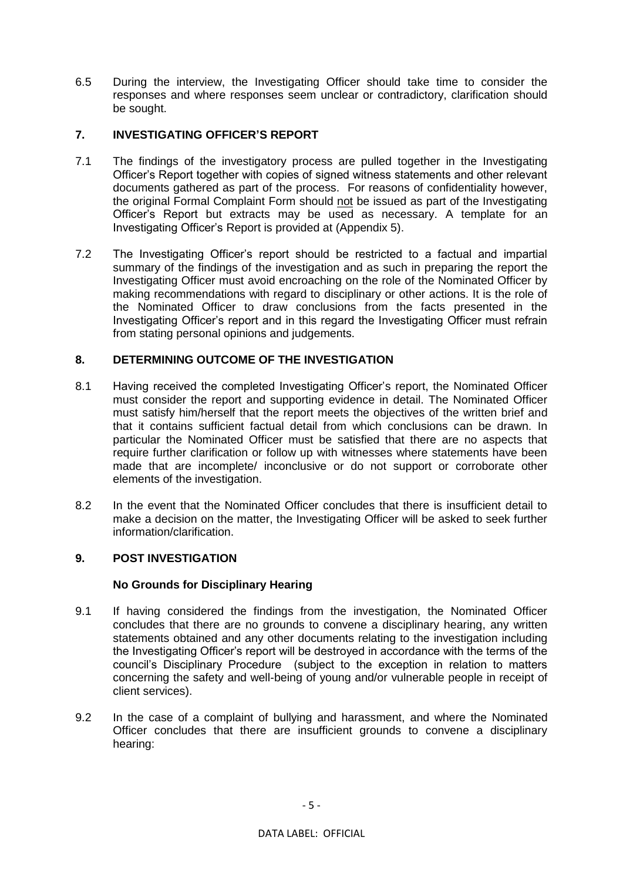6.5 During the interview, the Investigating Officer should take time to consider the responses and where responses seem unclear or contradictory, clarification should be sought.

## 7. INVESTIGATING OFFICER'S REPORT

7.1 The findings of the investigatory process are pulled together in the Investigating Officer's Report together with copies of signed witness statements and other relevant documents gathered as part of the process. For reasons of confidentiality however, the original Formal Complaint Form should not be issued as part of the Investigating Officer's Report but extracts may be used as necessary. A template for an Investigating Officer's Report is provided at (Appendix 5).

7.2 The Investigating Officer's report should be restricted to a factual and impartial summary of the findings of the investigation and as such in preparing the report the Investigating Officer must avoid encroaching on the role of the Nominated Officer by making recommendations with regard to disciplinary or other actions. It is the role of the Nominated Officer to draw conclusions from the facts presented in the Investigating Officer's report and in this regard the Investigating Officer must refrain from stating personal opinions and judgements.

## 8. DETERMINING OUTCOME OF THE INVESTIGATION

8.1 Having received the completed Investigating Officer's report, the Nominated Officer must consider the report and supporting evidence in detail. The Nominated Officer must satisfy him/herself that the report meets the objectives of the written brief and that it contains sufficient factual detail from which conclusions can be drawn. In particular the Nominated Officer must be satisfied that there are no aspects that require further clarification or follow up with witnesses where statements have been made that are incomplete/ inconclusive or do not support or corroborate other elements of the investigation.

8.2 In the event that the Nominated Officer concludes that there is insufficient detail to make a decision on the matter, the Investigating Officer will be asked to seek further information/clarification.

## 9. POST INVESTIGATION

### No Grounds for Disciplinary Hearing

9.1 If having considered the findings from the investigation, the Nominated Officer concludes that there are no grounds to convene a disciplinary hearing, any written statements obtained and any other documents relating to the investigation including the Investigating Officer's report will be destroyed in accordance with the terms of the council's Disciplinary Procedure (subject to the exception in relation to matters concerning the safety and well-being of young and/or vulnerable people in receipt of client services).

9.2 In the case of a complaint of bullying and harassment, and where the Nominated Officer concludes that there are insufficient grounds to convene a disciplinary hearing: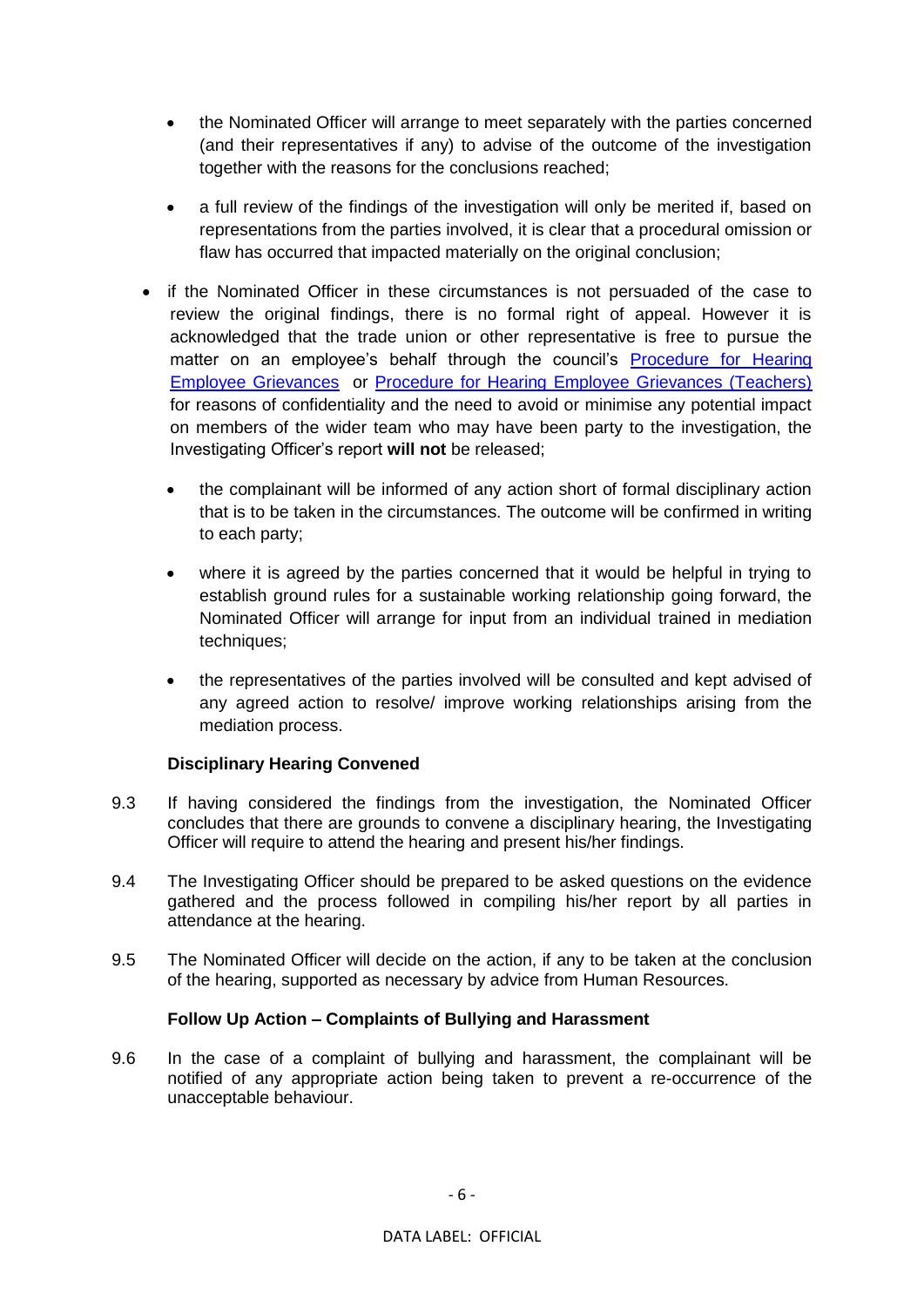- the Nominated Officer will arrange to meet separately with the parties concerned (and their representatives if any) to advise of the outcome of the investigation together with the reasons for the conclusions reached;

- a full review of the findings of the investigation will only be merited if, based on representations from the parties involved, it is clear that a procedural omission or flaw has occurred that impacted materially on the original conclusion;

- if the Nominated Officer in these circumstances is not persuaded of the case to review the original findings, there is no formal right of appeal. However it is acknowledged that the trade union or other representative is free to pursue the matter on an employee's behalf through the council's Procedure for Hearing Employee Grievances or Procedure for Hearing Employee Grievances (Teachers) for reasons of confidentiality and the need to avoid or minimise any potential impact on members of the wider team who may have been party to the investigation, the Investigating Officer's report **will not** be released;

  - the complainant will be informed of any action short of formal disciplinary action that is to be taken in the circumstances. The outcome will be confirmed in writing to each party;

  - where it is agreed by the parties concerned that it would be helpful in trying to establish ground rules for a sustainable working relationship going forward, the Nominated Officer will arrange for input from an individual trained in mediation techniques;

  - the representatives of the parties involved will be consulted and kept advised of any agreed action to resolve/ improve working relationships arising from the mediation process.

**Disciplinary Hearing Convened**

9.3 If having considered the findings from the investigation, the Nominated Officer concludes that there are grounds to convene a disciplinary hearing, the Investigating Officer will require to attend the hearing and present his/her findings.

9.4 The Investigating Officer should be prepared to be asked questions on the evidence gathered and the process followed in compiling his/her report by all parties in attendance at the hearing.

9.5 The Nominated Officer will decide on the action, if any to be taken at the conclusion of the hearing, supported as necessary by advice from Human Resources.

**Follow Up Action – Complaints of Bullying and Harassment**

9.6 In the case of a complaint of bullying and harassment, the complainant will be notified of any appropriate action being taken to prevent a re-occurrence of the unacceptable behaviour.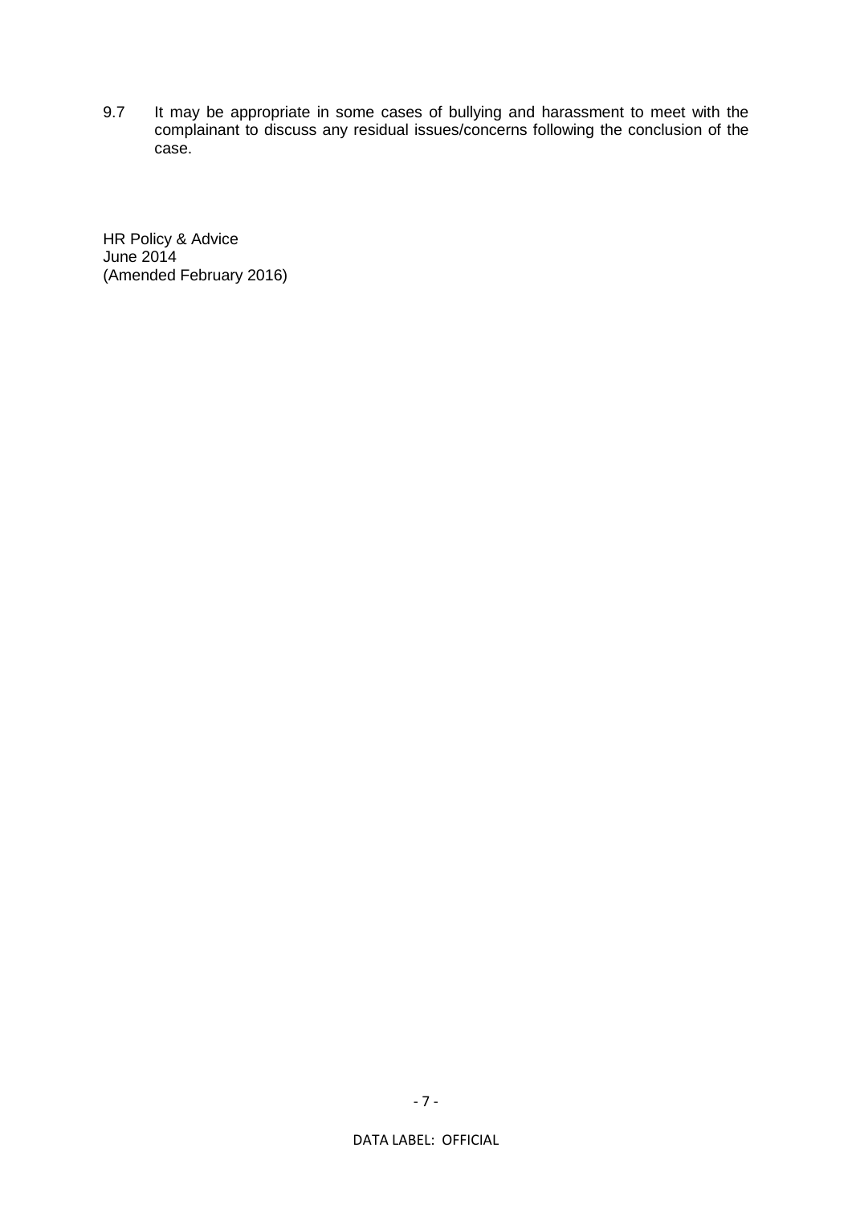9.7 It may be appropriate in some cases of bullying and harassment to meet with the complainant to discuss any residual issues/concerns following the conclusion of the case.

HR Policy & Advice
June 2014
(Amended February 2016)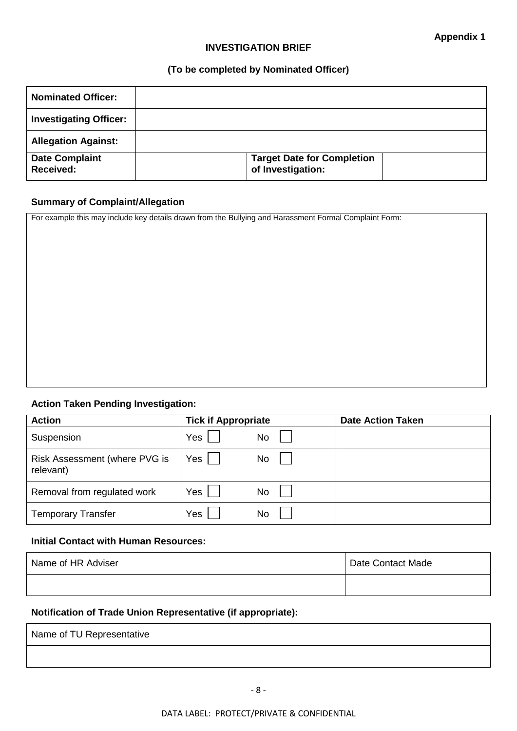**Appendix 1**

# INVESTIGATION BRIEF

**(To be completed by Nominated Officer)**

| **Nominated Officer:** | | | |
|---|---|---|---|
| **Investigating Officer:** | | | |
| **Allegation Against:** | | | |
| **Date Complaint Received:** | | **Target Date for Completion of Investigation:** | |

### Summary of Complaint/Allegation

| For example this may include key details drawn from the Bullying and Harassment Formal Complaint Form: |
|---|
| |

### Action Taken Pending Investigation:

| **Action** | **Tick if Appropriate** | **Date Action Taken** |
|---|---|---|
| Suspension | Yes ☐ No ☐ | |
| Risk Assessment (where PVG is relevant) | Yes ☐ No ☐ | |
| Removal from regulated work | Yes ☐ No ☐ | |
| Temporary Transfer | Yes ☐ No ☐ | |

### Initial Contact with Human Resources:

| Name of HR Adviser | Date Contact Made |
|---|---|
| | |

### Notification of Trade Union Representative (if appropriate):

| Name of TU Representative |
|---|
| |

DATA LABEL: PROTECT/PRIVATE & CONFIDENTIAL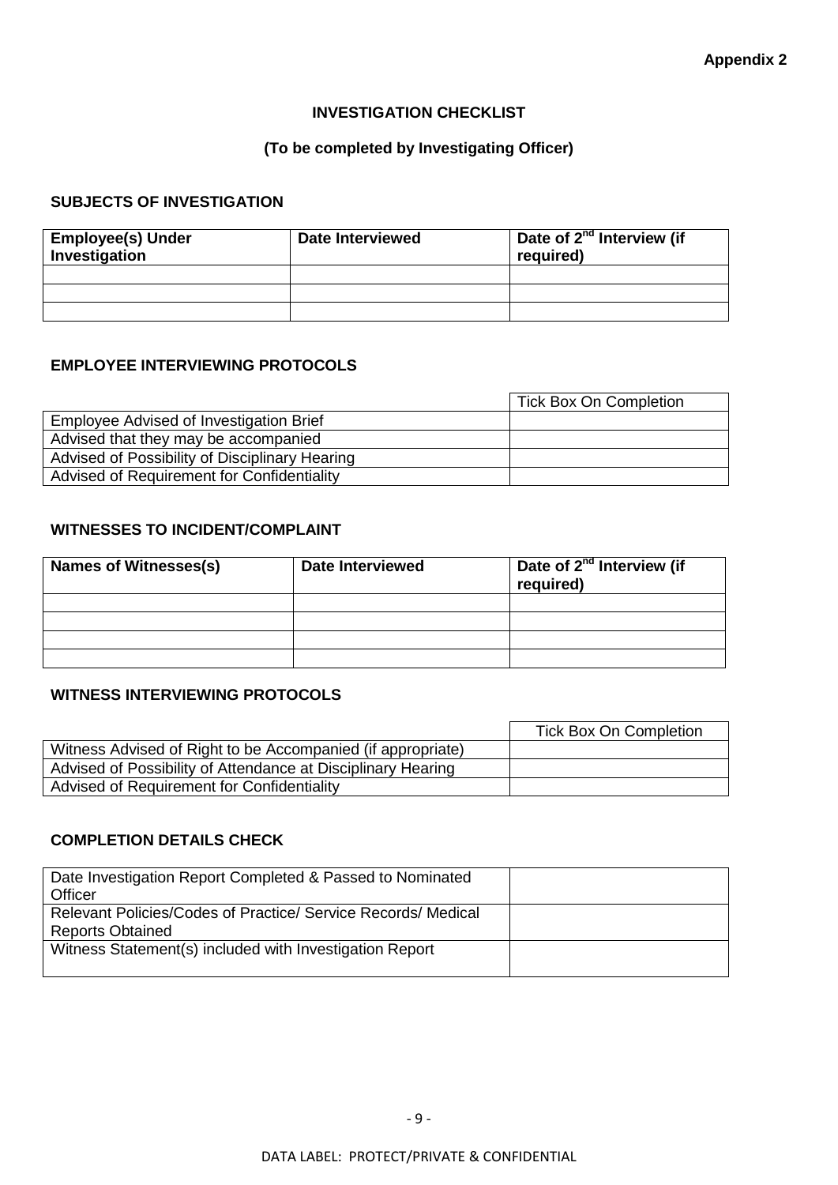**Appendix 2**

## INVESTIGATION CHECKLIST

**(To be completed by Investigating Officer)**

### SUBJECTS OF INVESTIGATION

| Employee(s) Under Investigation | Date Interviewed | Date of 2nd Interview (if required) |
|---|---|---|
| | | |
| | | |
| | | |

### EMPLOYEE INTERVIEWING PROTOCOLS

| | Tick Box On Completion |
|---|---|
| Employee Advised of Investigation Brief | |
| Advised that they may be accompanied | |
| Advised of Possibility of Disciplinary Hearing | |
| Advised of Requirement for Confidentiality | |

### WITNESSES TO INCIDENT/COMPLAINT

| Names of Witnesses(s) | Date Interviewed | Date of 2nd Interview (if required) |
|---|---|---|
| | | |
| | | |
| | | |
| | | |

### WITNESS INTERVIEWING PROTOCOLS

| | Tick Box On Completion |
|---|---|
| Witness Advised of Right to be Accompanied (if appropriate) | |
| Advised of Possibility of Attendance at Disciplinary Hearing | |
| Advised of Requirement for Confidentiality | |

### COMPLETION DETAILS CHECK

| | |
|---|---|
| Date Investigation Report Completed & Passed to Nominated Officer | |
| Relevant Policies/Codes of Practice/ Service Records/ Medical Reports Obtained | |
| Witness Statement(s) included with Investigation Report | |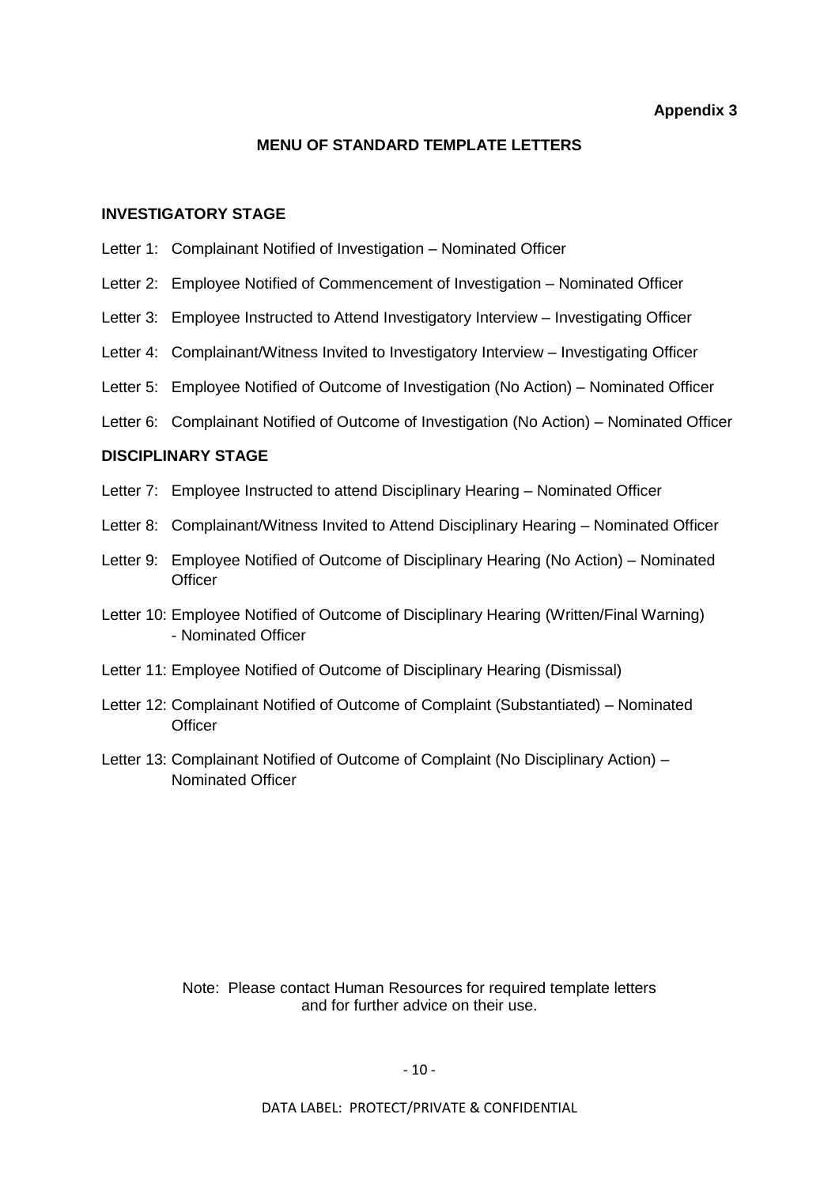**Appendix 3**

## MENU OF STANDARD TEMPLATE LETTERS

### INVESTIGATORY STAGE

Letter 1: Complainant Notified of Investigation – Nominated Officer

Letter 2: Employee Notified of Commencement of Investigation – Nominated Officer

Letter 3: Employee Instructed to Attend Investigatory Interview – Investigating Officer

Letter 4: Complainant/Witness Invited to Investigatory Interview – Investigating Officer

Letter 5: Employee Notified of Outcome of Investigation (No Action) – Nominated Officer

Letter 6: Complainant Notified of Outcome of Investigation (No Action) – Nominated Officer

### DISCIPLINARY STAGE

Letter 7: Employee Instructed to attend Disciplinary Hearing – Nominated Officer

Letter 8: Complainant/Witness Invited to Attend Disciplinary Hearing – Nominated Officer

Letter 9: Employee Notified of Outcome of Disciplinary Hearing (No Action) – Nominated Officer

Letter 10: Employee Notified of Outcome of Disciplinary Hearing (Written/Final Warning) - Nominated Officer

Letter 11: Employee Notified of Outcome of Disciplinary Hearing (Dismissal)

Letter 12: Complainant Notified of Outcome of Complaint (Substantiated) – Nominated Officer

Letter 13: Complainant Notified of Outcome of Complaint (No Disciplinary Action) – Nominated Officer

Note: Please contact Human Resources for required template letters and for further advice on their use.

DATA LABEL: PROTECT/PRIVATE & CONFIDENTIAL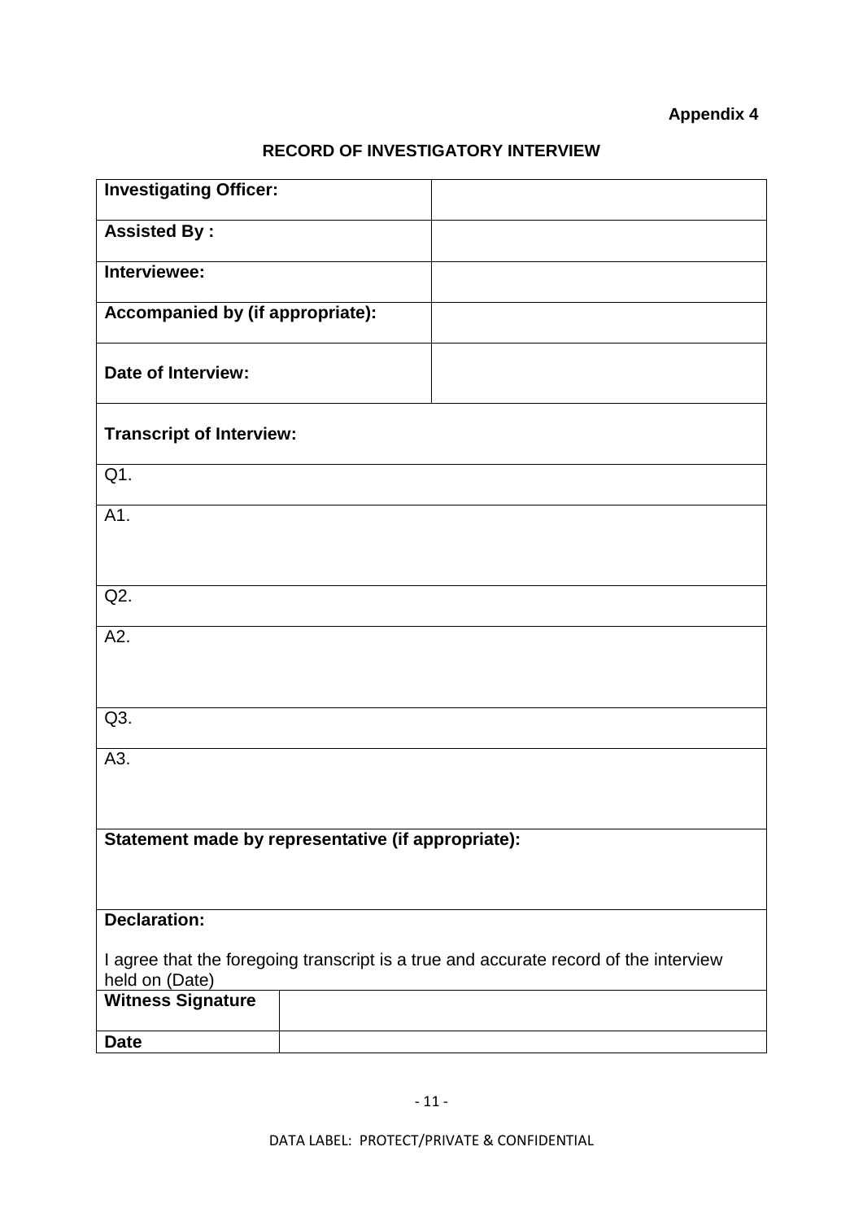**Appendix 4**

## RECORD OF INVESTIGATORY INTERVIEW

| **Investigating Officer:** | |
|---|---|
| **Assisted By :** | |
| **Interviewee:** | |
| **Accompanied by (if appropriate):** | |
| **Date of Interview:** | |
| **Transcript of Interview:** | |
| Q1. | |
| A1. | |
| Q2. | |
| A2. | |
| Q3. | |
| A3. | |
| **Statement made by representative (if appropriate):** | |
| **Declaration:**<br><br>I agree that the foregoing transcript is a true and accurate record of the interview held on (Date) | |
| **Witness Signature** | |
| **Date** | |

DATA LABEL: PROTECT/PRIVATE & CONFIDENTIAL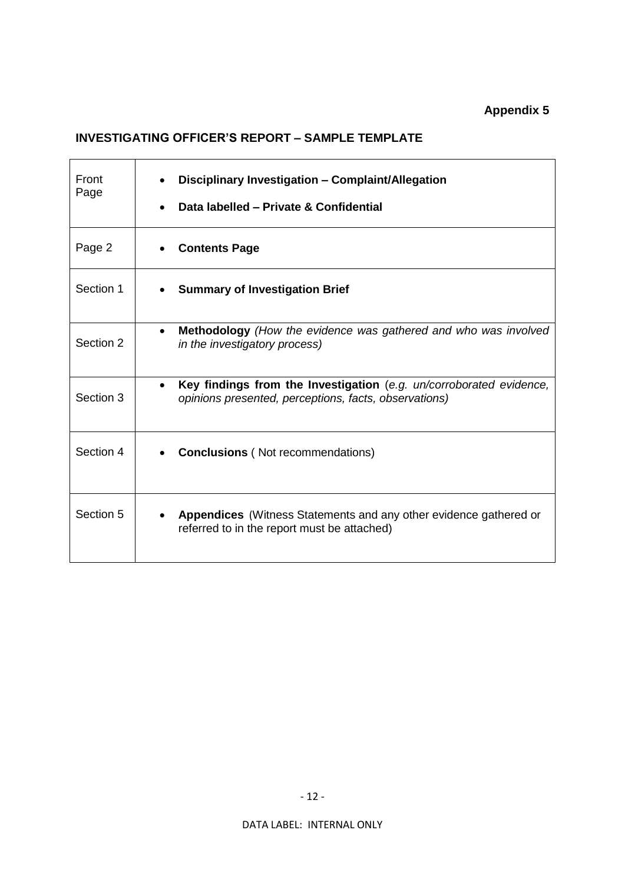**Appendix 5**

## INVESTIGATING OFFICER'S REPORT – SAMPLE TEMPLATE

| | |
|---|---|
| Front Page | • **Disciplinary Investigation – Complaint/Allegation**<br>• **Data labelled – Private & Confidential** |
| Page 2 | • **Contents Page** |
| Section 1 | • **Summary of Investigation Brief** |
| Section 2 | • **Methodology** *(How the evidence was gathered and who was involved in the investigatory process)* |
| Section 3 | • **Key findings from the Investigation** (*e.g. un/corroborated evidence, opinions presented, perceptions, facts, observations)* |
| Section 4 | • **Conclusions** ( Not recommendations) |
| Section 5 | • **Appendices** (Witness Statements and any other evidence gathered or referred to in the report must be attached) |

DATA LABEL: INTERNAL ONLY